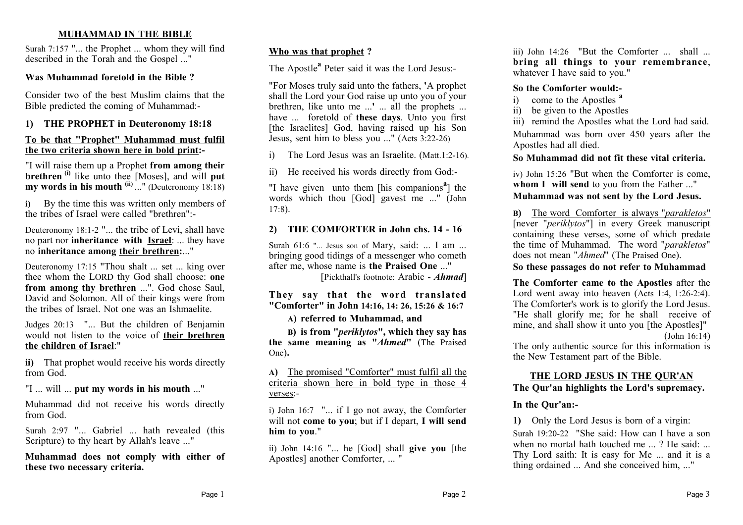# MUHAMMAD IN THE BIBLE

Surah 7:157 "... the Prophet ... whom they will find described in the Torah and the Gospel ..."

**Was Muhammad foretold in the Bible ?**

Consider two of the best Muslim claims that the Bible predicted the coming of Muhammad:-

## 1) THE PROPHET in Deuteronomy 18:18

**To be that "Prophet" Muhammad must fulfil the two criteria shown here in bold print:-**

"I will raise them up a Prophet **from among their brethren** [(i)] like unto thee [Moses], and will **put my words in his mouth** [(ii)] ..." (Deuteronomy 18:18)

**i)** By the time this was written only members of the tribes of Israel were called "brethren":-

Deuteronomy 18:1-2 "... the tribe of Levi, shall have no part nor **inheritance with Israel**: ... they have no **inheritance among their brethren:**..."

Deuteronomy 17:15 "Thou shalt ... set ... king over thee whom the LORD thy God shall choose: **one from among thy brethren** ...". God chose Saul, David and Solomon. All of their kings were from the tribes of Israel. Not one was an Ishmaelite.

Judges 20:13 "... But the children of Benjamin would not listen to the voice of **their brethren the children of Israel**:"

**ii)** That prophet would receive his words directly from God.

"I ... will ... **put my words in his mouth** ..."

Muhammad did not receive his words directly from God.

Surah 2:97 "... Gabriel ... hath revealed (this Scripture) to thy heart by Allah's leave ..."

**Muhammad does not comply with either of these two necessary criteria.**

**Who was that prophet ?**

The Apostle[a] Peter said it was the Lord Jesus:-

"For Moses truly said unto the fathers, 'A prophet shall the Lord your God raise up unto you of your brethren, like unto me ...' ... all the prophets ... have ... foretold of **these days**. Unto you first [the Israelites] God, having raised up his Son Jesus, sent him to bless you ..." (Acts 3:22-26)

i) The Lord Jesus was an Israelite. (Matt.1:2-16).

ii) He received his words directly from God:-

"I have given unto them [his companions[a]] the words which thou [God] gavest me ..." (John 17:8).

## 2) THE COMFORTER in John chs. 14 - 16

Surah 61:6 "... Jesus son of Mary, said: ... I am ... bringing good tidings of a messenger who cometh after me, whose name is **the Praised One** ..."
[Pickthall's footnote: Arabic - ***Ahmad***]

**They say that the word translated "Comforter" in John 14:16, 14: 26, 15:26 & 16:7**

**A) referred to Muhammad, and**

**B) is from "*periklytos*", which they say has the same meaning as "*Ahmed*" (The Praised One).**

**A)** The promised "Comforter" must fulfil all the criteria shown here in bold type in those 4 verses:-

i) John 16:7 "... if I go not away, the Comforter will not **come to you**; but if I depart, **I will send him to you**."

ii) John 14:16 "... he [God] shall **give you** [the Apostles] another Comforter, ... "

iii) John 14:26 "But the Comforter ... shall ... **bring all things to your remembrance**, whatever I have said to you."

**So the Comforter would:-**

i) come to the Apostles [a]
ii) be given to the Apostles
iii) remind the Apostles what the Lord had said.

Muhammad was born over 450 years after the Apostles had all died.

**So Muhammad did not fit these vital criteria.**

iv) John 15:26 "But when the Comforter is come, **whom I will send** to you from the Father ..."

**Muhammad was not sent by the Lord Jesus.**

**B)** The word Comforter is always "*parakletos*" [never "*periklytos*"] in every Greek manuscript containing these verses, some of which predate the time of Muhammad. The word "*parakletos*" does not mean "*Ahmed*" (The Praised One).

**So these passages do not refer to Muhammad**

**The Comforter came to the Apostles** after the Lord went away into heaven (Acts 1:4, 1:26-2:4). The Comforter's work is to glorify the Lord Jesus. "He shall glorify me; for he shall receive of mine, and shall show it unto you [the Apostles]" (John 16:14)

The only authentic source for this information is the New Testament part of the Bible.

# THE LORD JESUS IN THE QUR'AN

**The Qur'an highlights the Lord's supremacy.**

**In the Qur'an:-**

**1)** Only the Lord Jesus is born of a virgin:

Surah 19:20-22 "She said: How can I have a son when no mortal hath touched me ... ? He said: ... Thy Lord saith: It is easy for Me ... and it is a thing ordained ... And she conceived him, ..."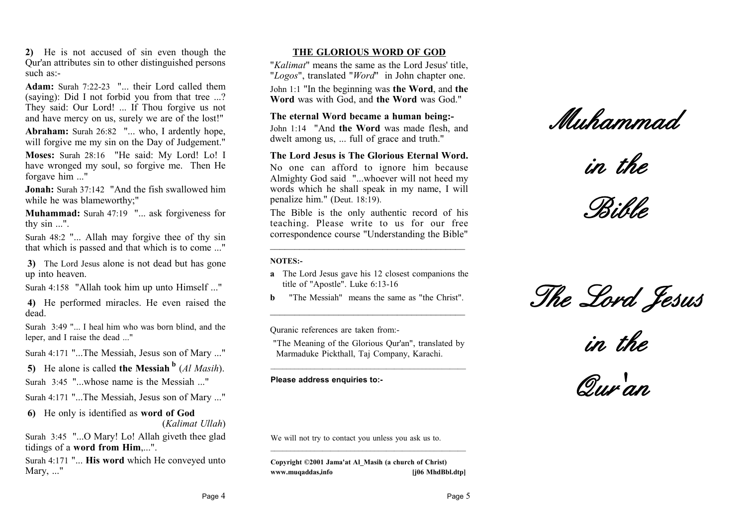**2)** He is not accused of sin even though the Qur'an attributes sin to other distinguished persons such as:-

**Adam:** Surah 7:22-23 "... their Lord called them (saying): Did I not forbid you from that tree ...? They said: Our Lord! ... If Thou forgive us not and have mercy on us, surely we are of the lost!"

**Abraham:** Surah 26:82 "... who, I ardently hope, will forgive me my sin on the Day of Judgement."

**Moses:** Surah 28:16 "He said: My Lord! Lo! I have wronged my soul, so forgive me. Then He forgave him ..."

**Jonah:** Surah 37:142 "And the fish swallowed him while he was blameworthy;"

**Muhammad:** Surah 47:19 "... ask forgiveness for thy sin ...".

Surah 48:2 "... Allah may forgive thee of thy sin that which is passed and that which is to come ..."

**3)** The Lord Jesus alone is not dead but has gone up into heaven.

Surah 4:158 "Allah took him up unto Himself ..."

**4)** He performed miracles. He even raised the dead.

Surah 3:49 "... I heal him who was born blind, and the leper, and I raise the dead ..."

Surah 4:171 "...The Messiah, Jesus son of Mary ..."

**5)** He alone is called **the Messiah** [b] (*Al Masih*).

Surah 3:45 "...whose name is the Messiah ..."

Surah 4:171 "...The Messiah, Jesus son of Mary ..."

**6)** He only is identified as **word of God** (*Kalimat Ullah*)

Surah 3:45 "...O Mary! Lo! Allah giveth thee glad tidings of a **word from Him**,...".

Surah 4:171 "... **His word** which He conveyed unto Mary, ..."

## THE GLORIOUS WORD OF GOD

"*Kalimat*" means the same as the Lord Jesus' title, "*Logos*", translated "*Word*" in John chapter one.

John 1:1 "In the beginning was **the Word**, and **the Word** was with God, and **the Word** was God."

**The eternal Word became a human being:-**

John 1:14 "And **the Word** was made flesh, and dwelt among us, ... full of grace and truth."

**The Lord Jesus is The Glorious Eternal Word.**

No one can afford to ignore him because Almighty God said "...whoever will not heed my words which he shall speak in my name, I will penalize him." (Deut. 18:19).

The Bible is the only authentic record of his teaching. Please write to us for our free correspondence course "Understanding the Bible"

---

**NOTES:-**

- **a** The Lord Jesus gave his 12 closest companions the title of "Apostle". Luke 6:13-16
- **b** "The Messiah" means the same as "the Christ".

---

Quranic references are taken from:-

"The Meaning of the Glorious Qur'an", translated by Marmaduke Pickthall, Taj Company, Karachi.

---

**Please address enquiries to:-**

We will not try to contact you unless you ask us to.

**Copyright ©2001 Jama'at Al_Masih (a church of Christ)**
**www.muqaddas,info [j06 MhdBbl.dtp]**

# *Muhammad in the Bible*

# *The Lord Jesus in the Qur'an*